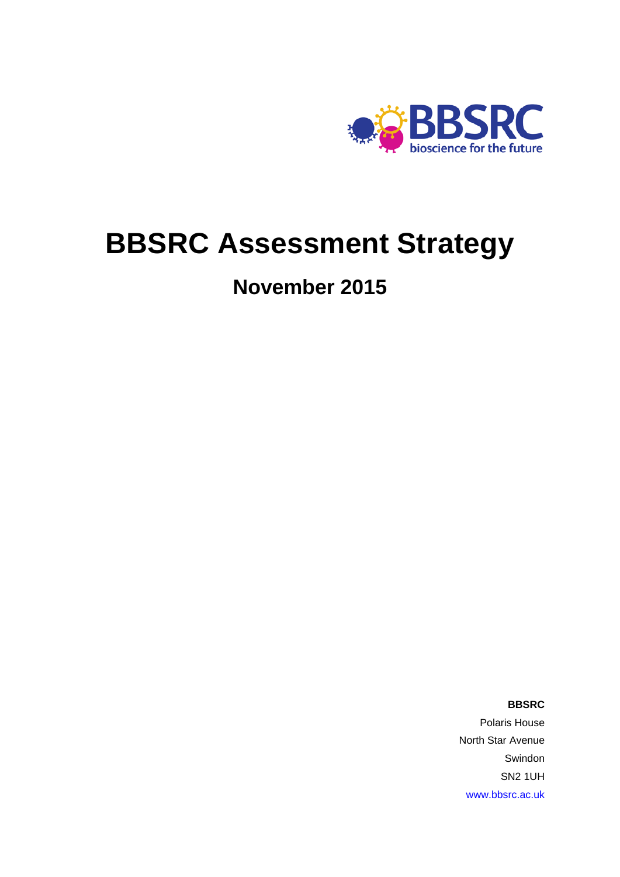BBSRC

bioscience for the future

# BBSRC Assessment Strategy

## November 2015

**BBSRC**

Polaris House

North Star Avenue

Swindon

SN2 1UH

www.bbsrc.ac.uk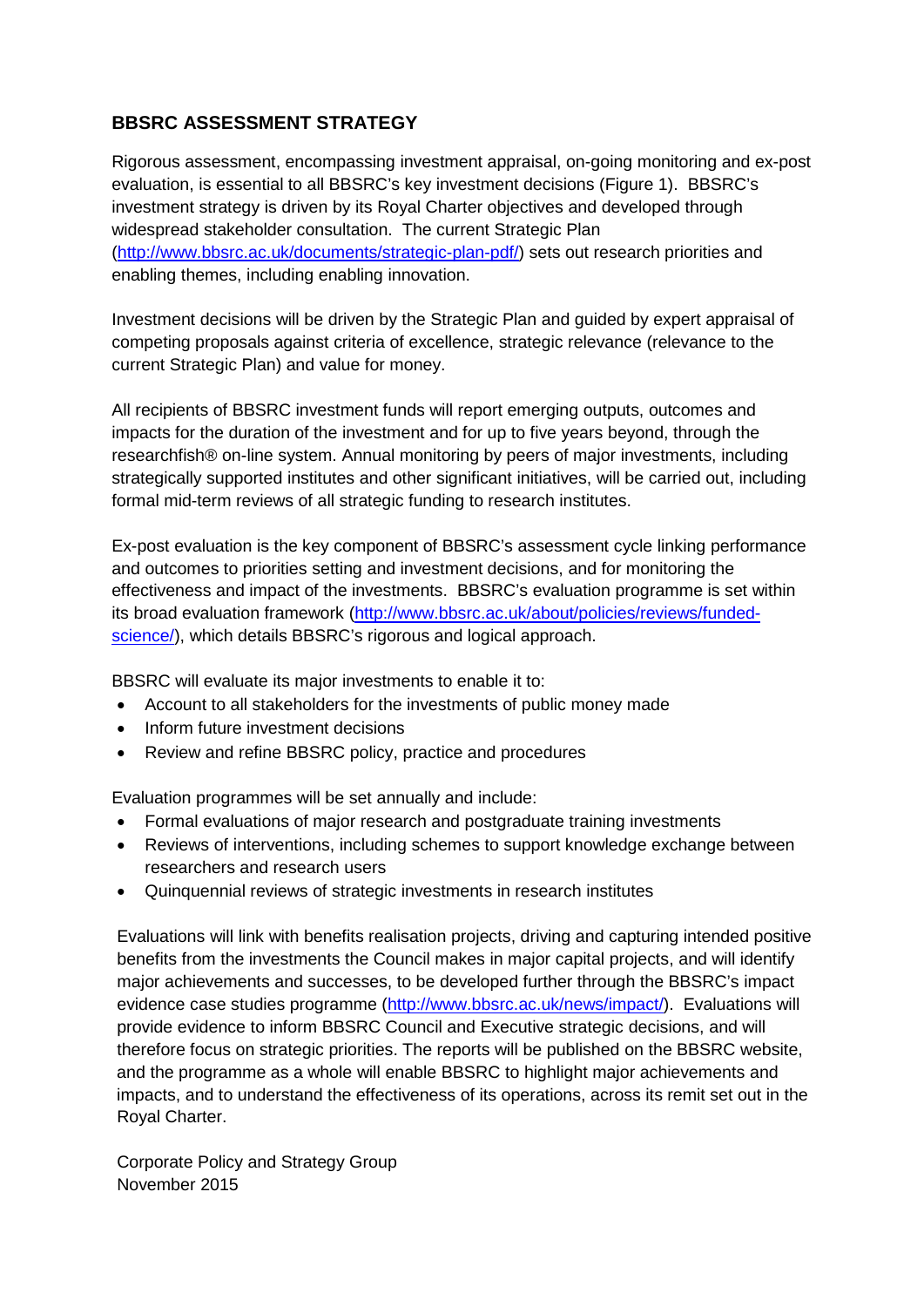## BBSRC ASSESSMENT STRATEGY

Rigorous assessment, encompassing investment appraisal, on-going monitoring and ex-post evaluation, is essential to all BBSRC's key investment decisions (Figure 1). BBSRC's investment strategy is driven by its Royal Charter objectives and developed through widespread stakeholder consultation. The current Strategic Plan (http://www.bbsrc.ac.uk/documents/strategic-plan-pdf/) sets out research priorities and enabling themes, including enabling innovation.

Investment decisions will be driven by the Strategic Plan and guided by expert appraisal of competing proposals against criteria of excellence, strategic relevance (relevance to the current Strategic Plan) and value for money.

All recipients of BBSRC investment funds will report emerging outputs, outcomes and impacts for the duration of the investment and for up to five years beyond, through the researchfish® on-line system. Annual monitoring by peers of major investments, including strategically supported institutes and other significant initiatives, will be carried out, including formal mid-term reviews of all strategic funding to research institutes.

Ex-post evaluation is the key component of BBSRC's assessment cycle linking performance and outcomes to priorities setting and investment decisions, and for monitoring the effectiveness and impact of the investments. BBSRC's evaluation programme is set within its broad evaluation framework (http://www.bbsrc.ac.uk/about/policies/reviews/funded-science/), which details BBSRC's rigorous and logical approach.

BBSRC will evaluate its major investments to enable it to:

- Account to all stakeholders for the investments of public money made
- Inform future investment decisions
- Review and refine BBSRC policy, practice and procedures

Evaluation programmes will be set annually and include:

- Formal evaluations of major research and postgraduate training investments
- Reviews of interventions, including schemes to support knowledge exchange between researchers and research users
- Quinquennial reviews of strategic investments in research institutes

Evaluations will link with benefits realisation projects, driving and capturing intended positive benefits from the investments the Council makes in major capital projects, and will identify major achievements and successes, to be developed further through the BBSRC's impact evidence case studies programme (http://www.bbsrc.ac.uk/news/impact/). Evaluations will provide evidence to inform BBSRC Council and Executive strategic decisions, and will therefore focus on strategic priorities. The reports will be published on the BBSRC website, and the programme as a whole will enable BBSRC to highlight major achievements and impacts, and to understand the effectiveness of its operations, across its remit set out in the Royal Charter.

Corporate Policy and Strategy Group  
November 2015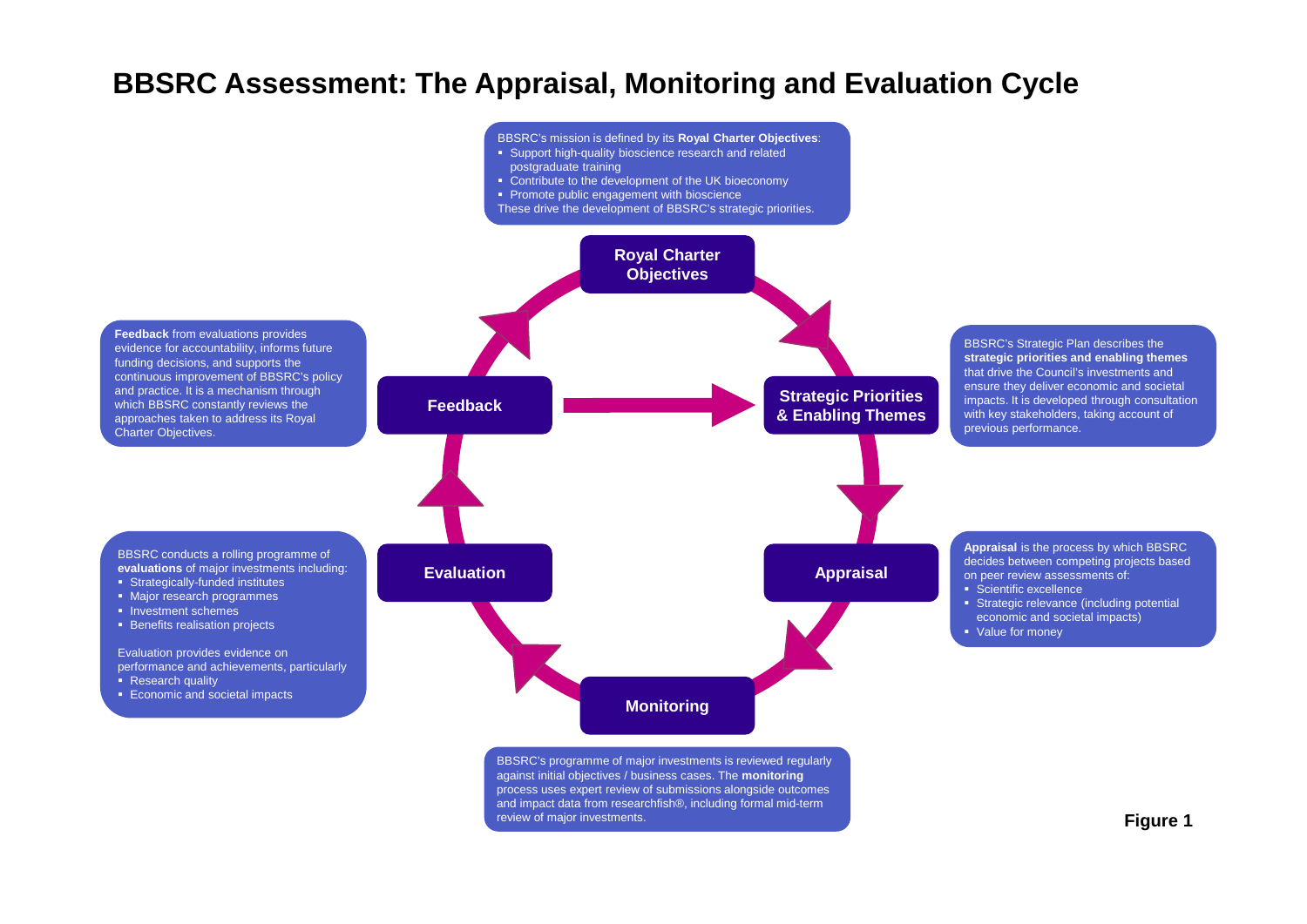# BBSRC Assessment: The Appraisal, Monitoring and Evaluation Cycle

BBSRC's mission is defined by its **Royal Charter Objectives**:

- Support high-quality bioscience research and related postgraduate training
- Contribute to the development of the UK bioeconomy
- Promote public engagement with bioscience

These drive the development of BBSRC's strategic priorities.

**Royal Charter Objectives**

**Strategic Priorities & Enabling Themes**

BBSRC's Strategic Plan describes the **strategic priorities and enabling themes** that drive the Council's investments and ensure they deliver economic and societal impacts. It is developed through consultation with key stakeholders, taking account of previous performance.

**Appraisal**

**Appraisal** is the process by which BBSRC decides between competing projects based on peer review assessments of:

- Scientific excellence
- Strategic relevance (including potential economic and societal impacts)
- Value for money

**Monitoring**

BBSRC's programme of major investments is reviewed regularly against initial objectives / business cases. The **monitoring** process uses expert review of submissions alongside outcomes and impact data from researchfish®, including formal mid-term review of major investments.

**Evaluation**

BBSRC conducts a rolling programme of **evaluations** of major investments including:

- Strategically-funded institutes
- Major research programmes
- Investment schemes
- Benefits realisation projects

Evaluation provides evidence on performance and achievements, particularly

- Research quality
- Economic and societal impacts

**Feedback**

**Feedback** from evaluations provides evidence for accountability, informs future funding decisions, and supports the continuous improvement of BBSRC's policy and practice. It is a mechanism through which BBSRC constantly reviews the approaches taken to address its Royal Charter Objectives.

**Figure 1**